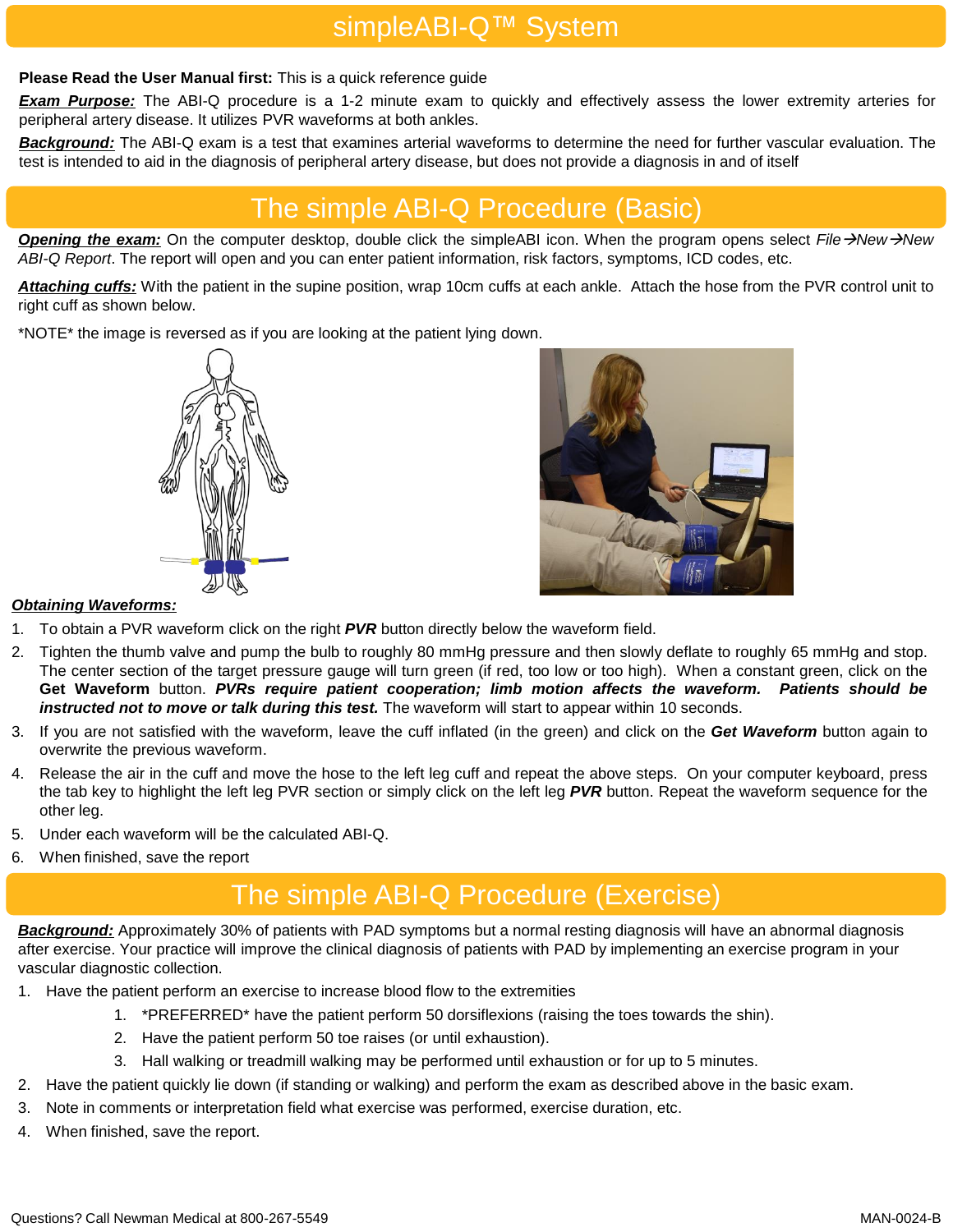# simpleABI-Q™ System

**Please Read the User Manual first:** This is a quick reference guide

***Exam Purpose:*** The ABI-Q procedure is a 1-2 minute exam to quickly and effectively assess the lower extremity arteries for peripheral artery disease. It utilizes PVR waveforms at both ankles.

***Background:*** The ABI-Q exam is a test that examines arterial waveforms to determine the need for further vascular evaluation. The test is intended to aid in the diagnosis of peripheral artery disease, but does not provide a diagnosis in and of itself

# The simple ABI-Q Procedure (Basic)

***Opening the exam:*** On the computer desktop, double click the simpleABI icon. When the program opens select *File→New→New ABI-Q Report*. The report will open and you can enter patient information, risk factors, symptoms, ICD codes, etc.

***Attaching cuffs:*** With the patient in the supine position, wrap 10cm cuffs at each ankle. Attach the hose from the PVR control unit to right cuff as shown below.

*NOTE* the image is reversed as if you are looking at the patient lying down.

***Obtaining Waveforms:***

1. To obtain a PVR waveform click on the right ***PVR*** button directly below the waveform field.
2. Tighten the thumb valve and pump the bulb to roughly 80 mmHg pressure and then slowly deflate to roughly 65 mmHg and stop. The center section of the target pressure gauge will turn green (if red, too low or too high). When a constant green, click on the **Get Waveform** button. ***PVRs require patient cooperation; limb motion affects the waveform. Patients should be instructed not to move or talk during this test.*** The waveform will start to appear within 10 seconds.
3. If you are not satisfied with the waveform, leave the cuff inflated (in the green) and click on the ***Get Waveform*** button again to overwrite the previous waveform.
4. Release the air in the cuff and move the hose to the left leg cuff and repeat the above steps. On your computer keyboard, press the tab key to highlight the left leg PVR section or simply click on the left leg ***PVR*** button. Repeat the waveform sequence for the other leg.
5. Under each waveform will be the calculated ABI-Q.
6. When finished, save the report

# The simple ABI-Q Procedure (Exercise)

***Background:*** Approximately 30% of patients with PAD symptoms but a normal resting diagnosis will have an abnormal diagnosis after exercise. Your practice will improve the clinical diagnosis of patients with PAD by implementing an exercise program in your vascular diagnostic collection.

1. Have the patient perform an exercise to increase blood flow to the extremities
    1. *PREFERRED* have the patient perform 50 dorsiflexions (raising the toes towards the shin).
    2. Have the patient perform 50 toe raises (or until exhaustion).
    3. Hall walking or treadmill walking may be performed until exhaustion or for up to 5 minutes.
2. Have the patient quickly lie down (if standing or walking) and perform the exam as described above in the basic exam.
3. Note in comments or interpretation field what exercise was performed, exercise duration, etc.
4. When finished, save the report.

Questions? Call Newman Medical at 800-267-5549

MAN-0024-B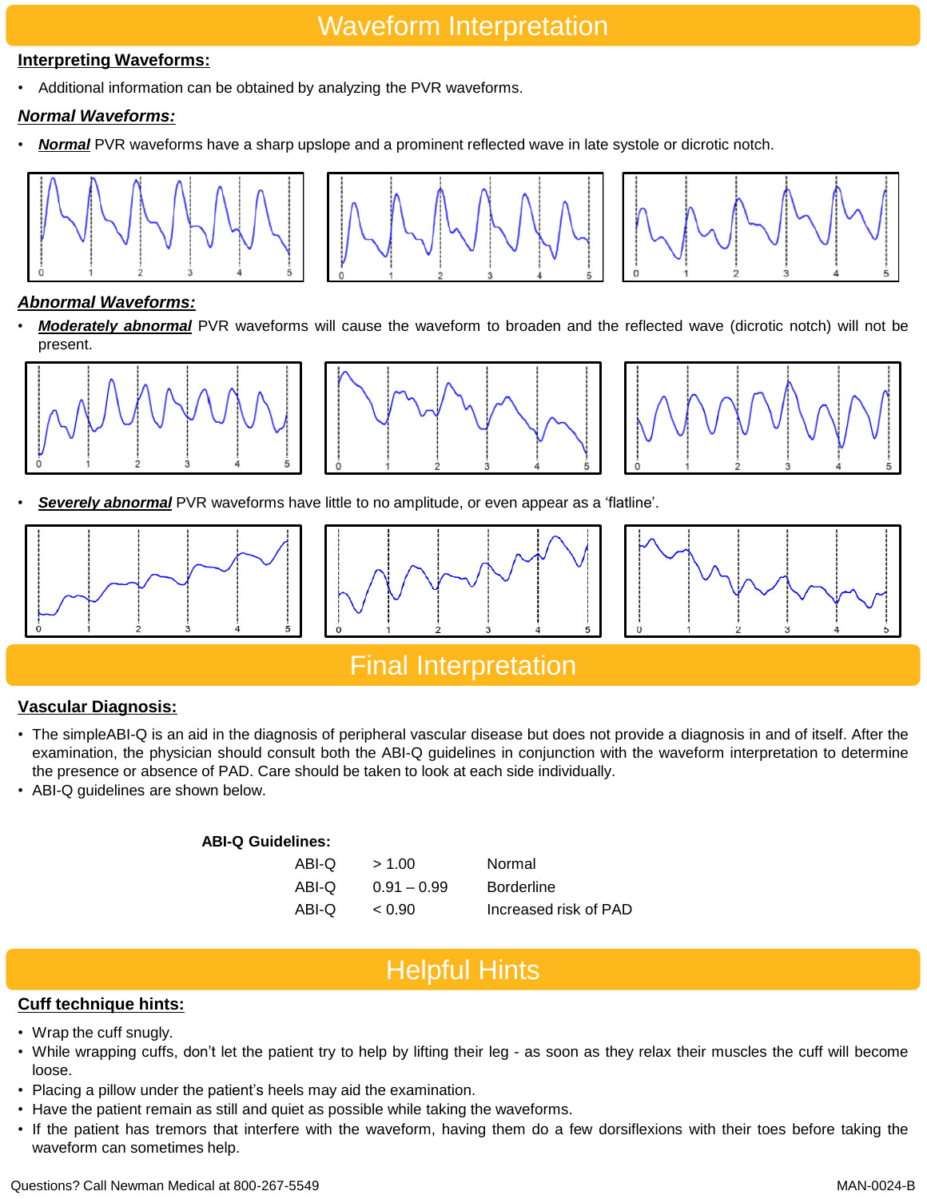# Waveform Interpretation

**Interpreting Waveforms:**

- Additional information can be obtained by analyzing the PVR waveforms.

***Normal Waveforms:***

- ***Normal*** PVR waveforms have a sharp upslope and a prominent reflected wave in late systole or dicrotic notch.

0 1 2 3 4 5

0 1 2 3 4 5

0 1 2 3 4 5

***Abnormal Waveforms:***

- ***Moderately abnormal*** PVR waveforms will cause the waveform to broaden and the reflected wave (dicrotic notch) will not be present.

0 1 2 3 4 5

0 1 2 3 4 5

0 1 2 3 4 5

- ***Severely abnormal*** PVR waveforms have little to no amplitude, or even appear as a 'flatline'.

0 1 2 3 4 5

0 1 2 3 4 5

0 1 2 3 4 5

# Final Interpretation

**Vascular Diagnosis:**

- The simpleABI-Q is an aid in the diagnosis of peripheral vascular disease but does not provide a diagnosis in and of itself. After the examination, the physician should consult both the ABI-Q guidelines in conjunction with the waveform interpretation to determine the presence or absence of PAD. Care should be taken to look at each side individually.
- ABI-Q guidelines are shown below.

**ABI-Q Guidelines:**

| | | |
|---|---|---|
| ABI-Q | > 1.00 | Normal |
| ABI-Q | 0.91 – 0.99 | Borderline |
| ABI-Q | < 0.90 | Increased risk of PAD |

# Helpful Hints

**Cuff technique hints:**

- Wrap the cuff snugly.
- While wrapping cuffs, don't let the patient try to help by lifting their leg - as soon as they relax their muscles the cuff will become loose.
- Placing a pillow under the patient's heels may aid the examination.
- Have the patient remain as still and quiet as possible while taking the waveforms.
- If the patient has tremors that interfere with the waveform, having them do a few dorsiflexions with their toes before taking the waveform can sometimes help.

Questions? Call Newman Medical at 800-267-5549

MAN-0024-B